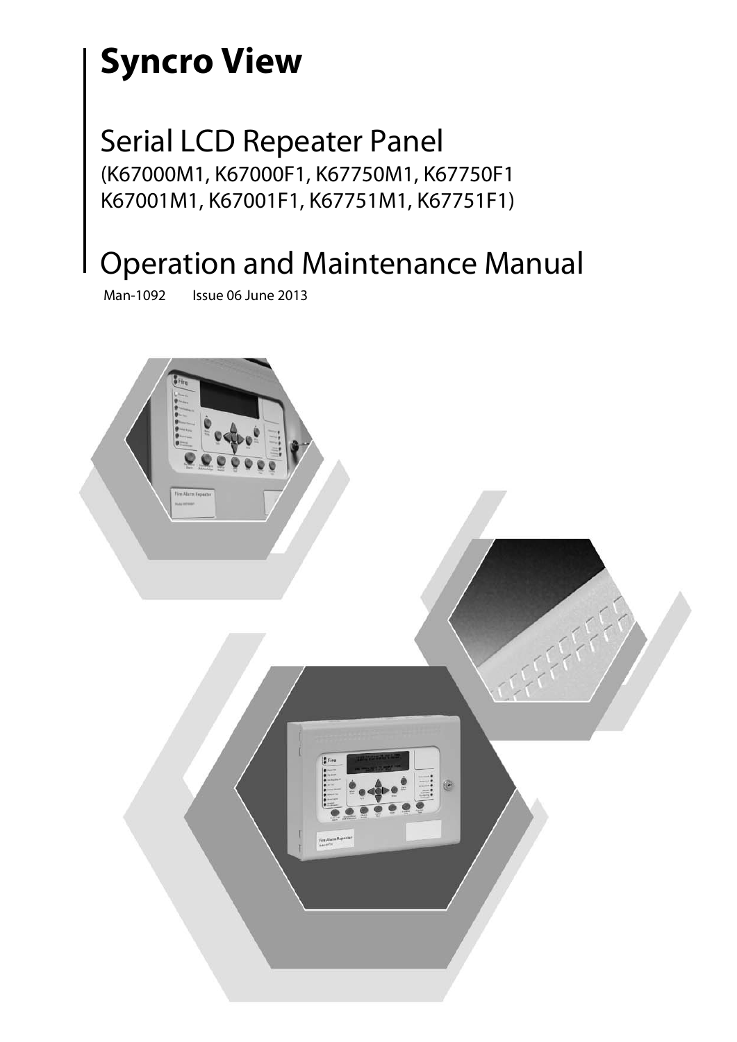# Syncro View

## Serial LCD Repeater Panel

(K67000M1, K67000F1, K67750M1, K67750F1
K67001M1, K67001F1, K67751M1, K67751F1)

## Operation and Maintenance Manual

Man-1092 Issue 06 June 2013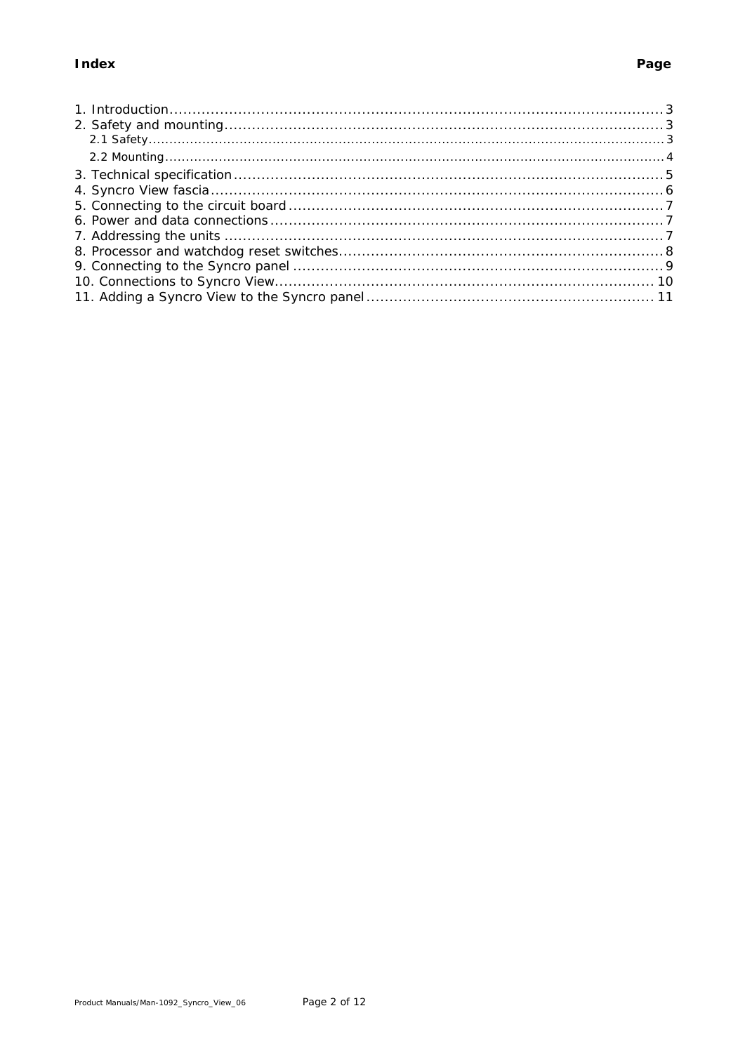**Index** **Page**

| | |
|---|---|
| 1. Introduction | 3 |
| 2. Safety and mounting | 3 |
| 2.1 Safety | 3 |
| 2.2 Mounting | 4 |
| 3. Technical specification | 5 |
| 4. Syncro View fascia | 6 |
| 5. Connecting to the circuit board | 7 |
| 6. Power and data connections | 7 |
| 7. Addressing the units | 7 |
| 8. Processor and watchdog reset switches | 8 |
| 9. Connecting to the Syncro panel | 9 |
| 10. Connections to Syncro View | 10 |
| 11. Adding a Syncro View to the Syncro panel | 11 |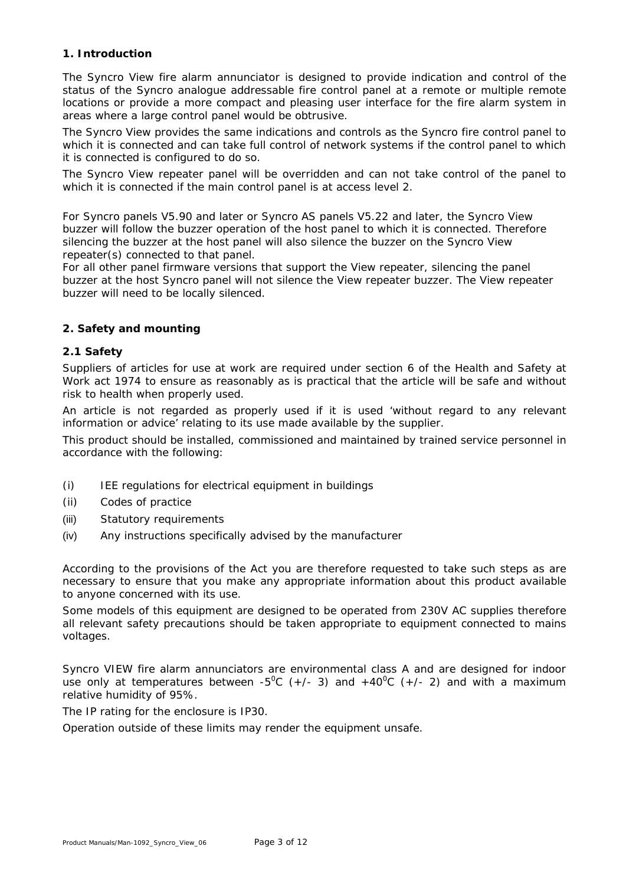## 1. Introduction

The Syncro View fire alarm annunciator is designed to provide indication and control of the status of the Syncro analogue addressable fire control panel at a remote or multiple remote locations or provide a more compact and pleasing user interface for the fire alarm system in areas where a large control panel would be obtrusive.

The Syncro View provides the same indications and controls as the Syncro fire control panel to which it is connected and can take full control of network systems if the control panel to which it is connected is configured to do so.

The Syncro View repeater panel will be overridden and can not take control of the panel to which it is connected if the main control panel is at access level 2.

For Syncro panels V5.90 and later or Syncro AS panels V5.22 and later, the Syncro View buzzer will follow the buzzer operation of the host panel to which it is connected. Therefore silencing the buzzer at the host panel will also silence the buzzer on the Syncro View repeater(s) connected to that panel.

For all other panel firmware versions that support the View repeater, silencing the panel buzzer at the host Syncro panel will not silence the View repeater buzzer. The View repeater buzzer will need to be locally silenced.

## 2. Safety and mounting

### 2.1 Safety

Suppliers of articles for use at work are required under section 6 of the Health and Safety at Work act 1974 to ensure as reasonably as is practical that the article will be safe and without risk to health when properly used.

An article is not regarded as properly used if it is used 'without regard to any relevant information or advice' relating to its use made available by the supplier.

This product should be installed, commissioned and maintained by trained service personnel in accordance with the following:

(i) IEE regulations for electrical equipment in buildings

(ii) Codes of practice

(iii) Statutory requirements

(iv) Any instructions specifically advised by the manufacturer

According to the provisions of the Act you are therefore requested to take such steps as are necessary to ensure that you make any appropriate information about this product available to anyone concerned with its use.

Some models of this equipment are designed to be operated from 230V AC supplies therefore all relevant safety precautions should be taken appropriate to equipment connected to mains voltages.

Syncro VIEW fire alarm annunciators are environmental class A and are designed for indoor use only at temperatures between -5$^0$C (+/- 3) and +40$^0$C (+/- 2) and with a maximum relative humidity of 95%.

The IP rating for the enclosure is IP30.

Operation outside of these limits may render the equipment unsafe.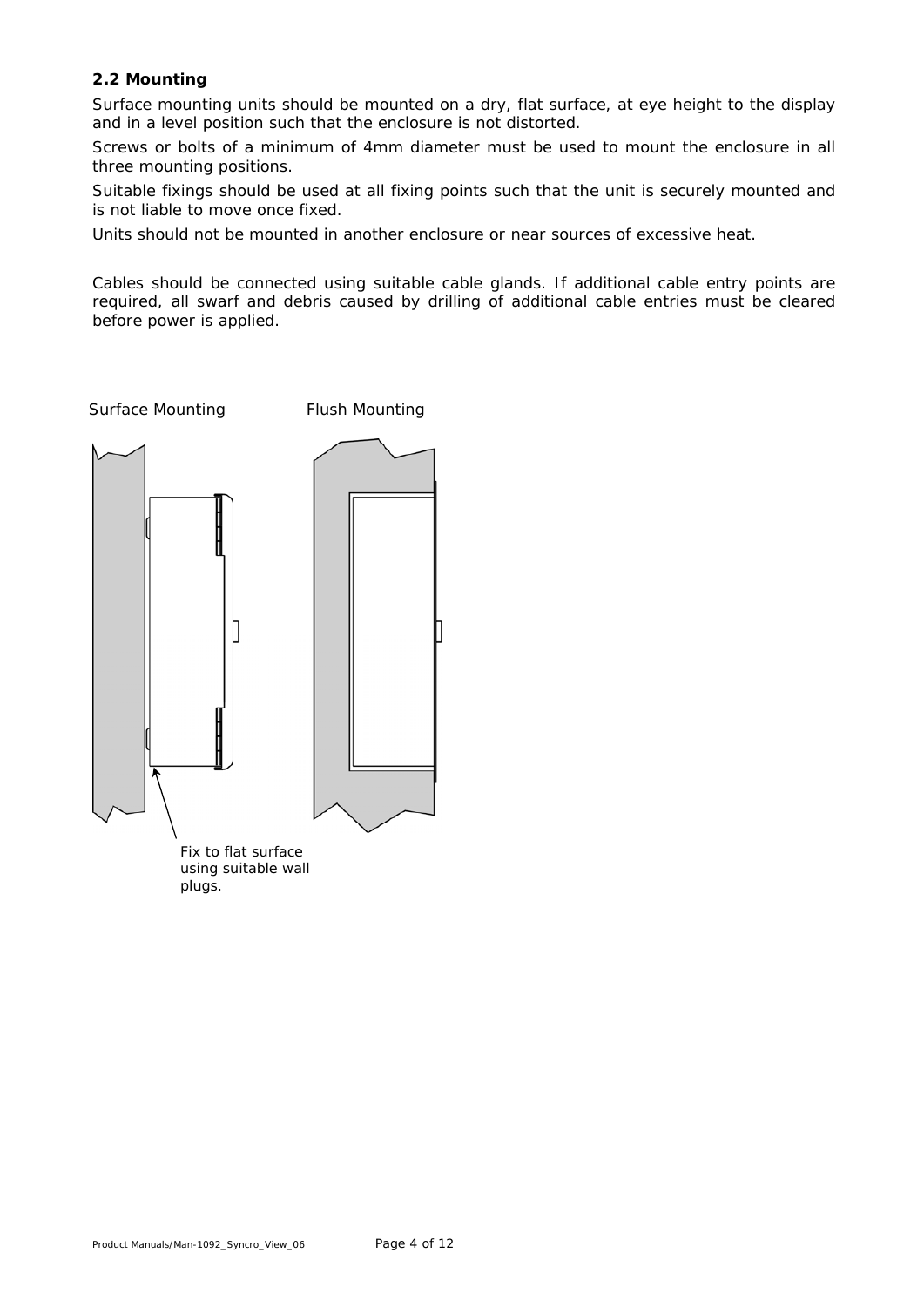## 2.2 Mounting

Surface mounting units should be mounted on a dry, flat surface, at eye height to the display and in a level position such that the enclosure is not distorted.

Screws or bolts of a minimum of 4mm diameter must be used to mount the enclosure in all three mounting positions.

Suitable fixings should be used at all fixing points such that the unit is securely mounted and is not liable to move once fixed.

Units should not be mounted in another enclosure or near sources of excessive heat.

Cables should be connected using suitable cable glands. If additional cable entry points are required, all swarf and debris caused by drilling of additional cable entries must be cleared before power is applied.

Surface Mounting

Flush Mounting

Fix to flat surface using suitable wall plugs.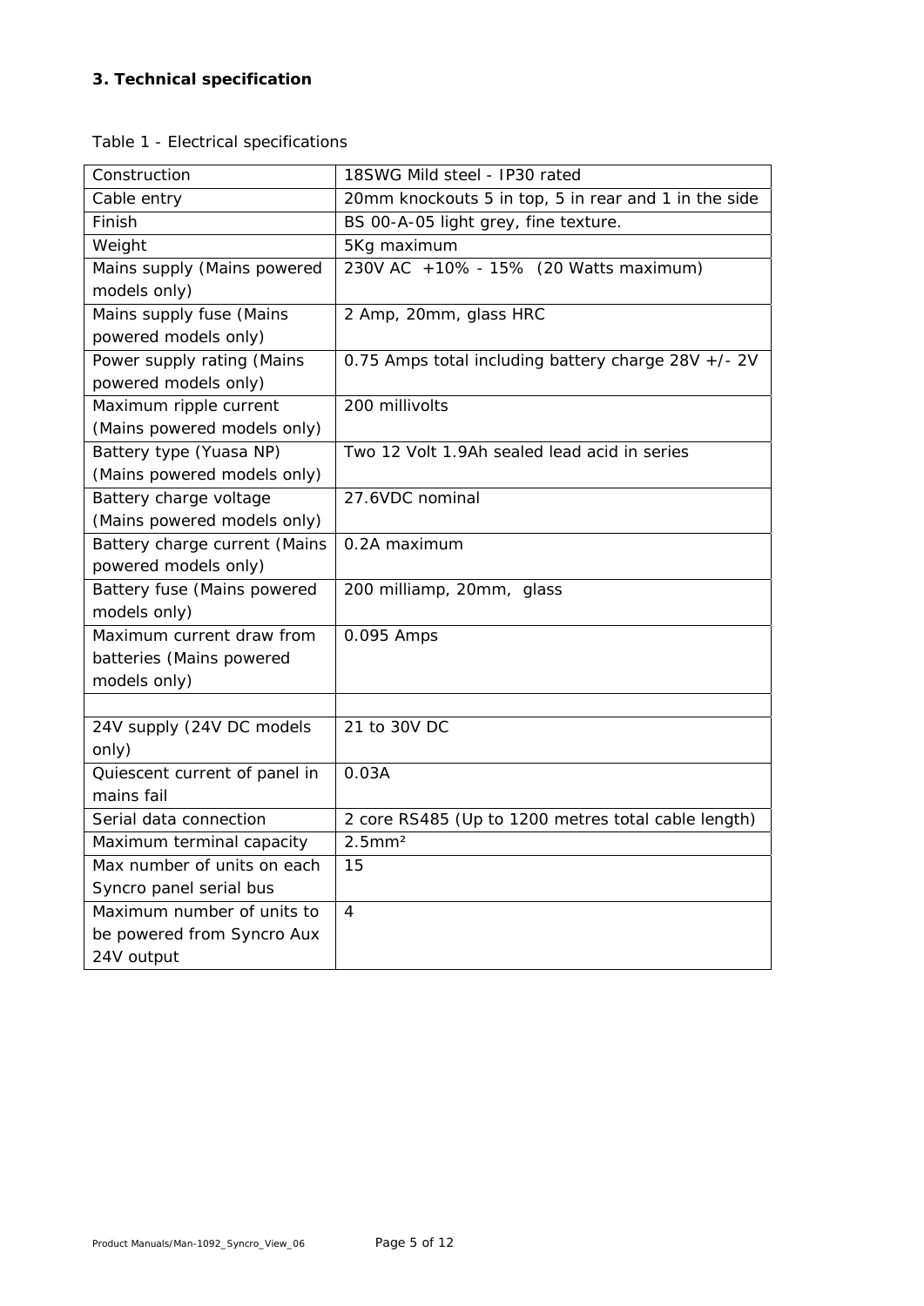### 3. Technical specification

Table 1 - Electrical specifications

| | |
|---|---|
| Construction | 18SWG Mild steel - IP30 rated |
| Cable entry | 20mm knockouts 5 in top, 5 in rear and 1 in the side |
| Finish | BS 00-A-05 light grey, fine texture. |
| Weight | 5Kg maximum |
| Mains supply (Mains powered models only) | 230V AC +10% - 15% (20 Watts maximum) |
| Mains supply fuse (Mains powered models only) | 2 Amp, 20mm, glass HRC |
| Power supply rating (Mains powered models only) | 0.75 Amps total including battery charge 28V +/- 2V |
| Maximum ripple current (Mains powered models only) | 200 millivolts |
| Battery type (Yuasa NP) (Mains powered models only) | Two 12 Volt 1.9Ah sealed lead acid in series |
| Battery charge voltage (Mains powered models only) | 27.6VDC nominal |
| Battery charge current (Mains powered models only) | 0.2A maximum |
| Battery fuse (Mains powered models only) | 200 milliamp, 20mm, glass |
| Maximum current draw from batteries (Mains powered models only) | 0.095 Amps |
| | |
| 24V supply (24V DC models only) | 21 to 30V DC |
| Quiescent current of panel in mains fail | 0.03A |
| Serial data connection | 2 core RS485 (Up to 1200 metres total cable length) |
| Maximum terminal capacity | 2.5mm² |
| Max number of units on each Syncro panel serial bus | 15 |
| Maximum number of units to be powered from Syncro Aux 24V output | 4 |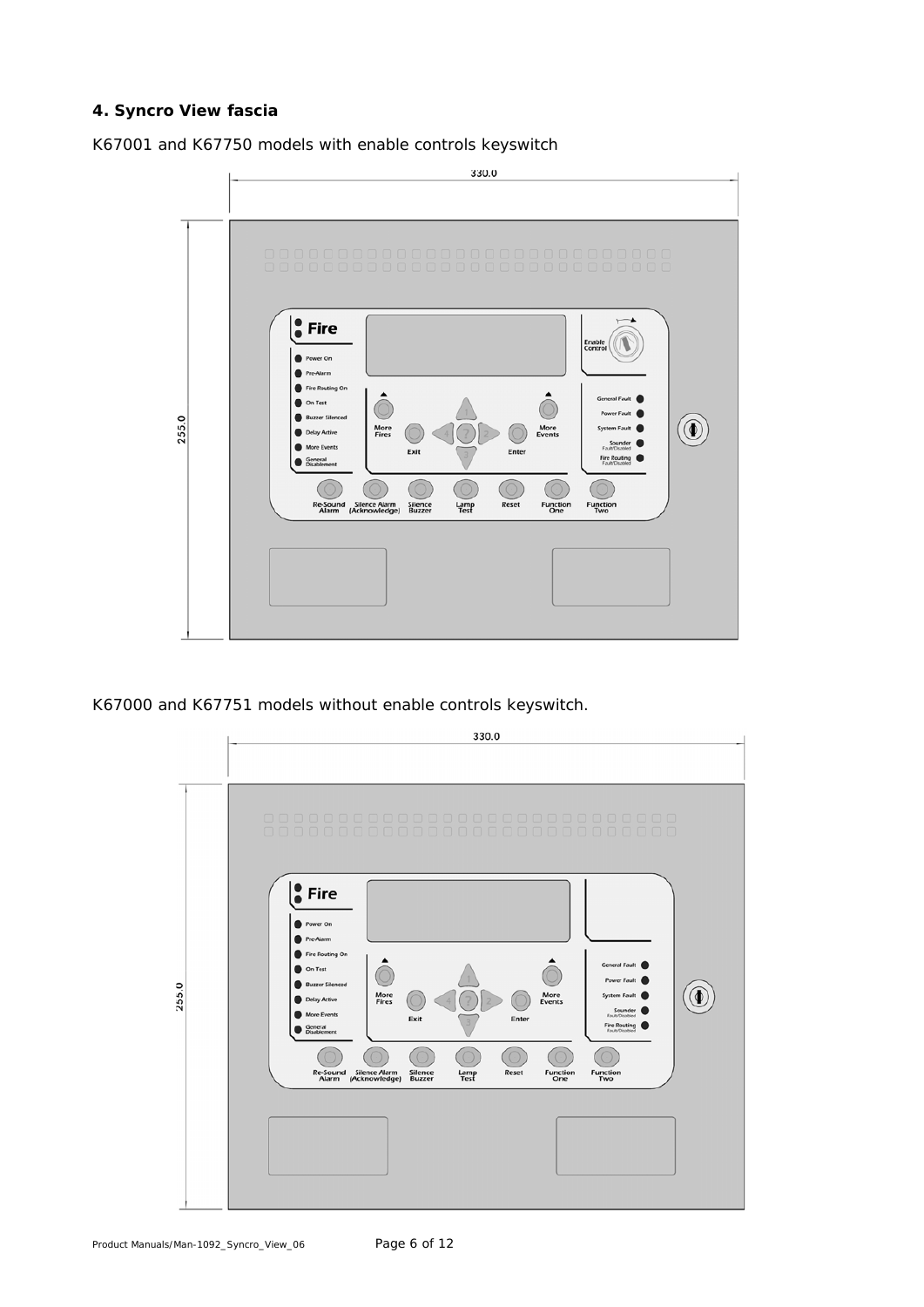## 4. Syncro View fascia

K67001 and K67750 models with enable controls keyswitch

K67000 and K67751 models without enable controls keyswitch.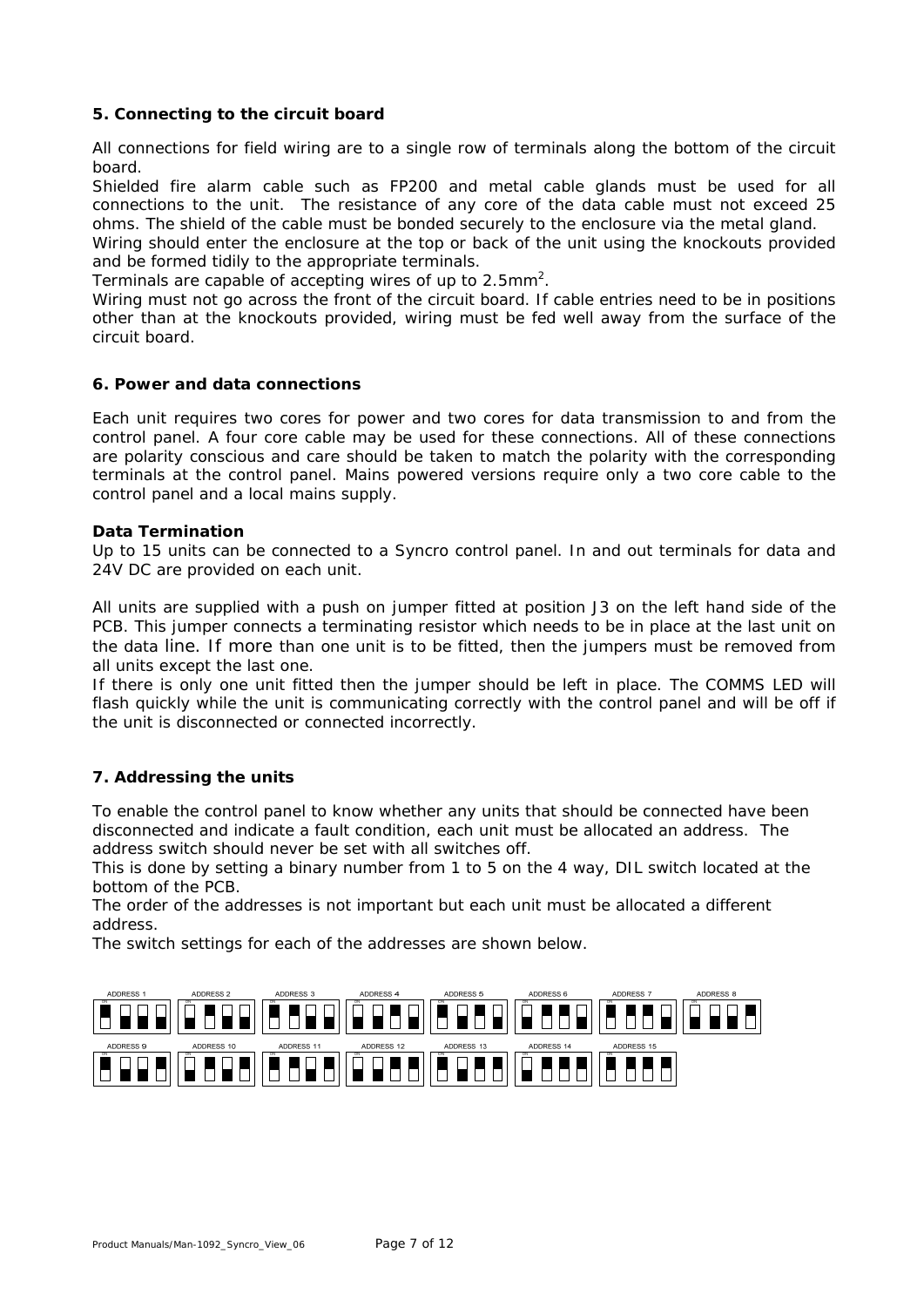## 5. Connecting to the circuit board

All connections for field wiring are to a single row of terminals along the bottom of the circuit board.

Shielded fire alarm cable such as FP200 and metal cable glands must be used for all connections to the unit. The resistance of any core of the data cable must not exceed 25 ohms. The shield of the cable must be bonded securely to the enclosure via the metal gland.

Wiring should enter the enclosure at the top or back of the unit using the knockouts provided and be formed tidily to the appropriate terminals.

Terminals are capable of accepting wires of up to $2.5mm^2$.

Wiring must not go across the front of the circuit board. If cable entries need to be in positions other than at the knockouts provided, wiring must be fed well away from the surface of the circuit board.

## 6. Power and data connections

Each unit requires two cores for power and two cores for data transmission to and from the control panel. A four core cable may be used for these connections. All of these connections are polarity conscious and care should be taken to match the polarity with the corresponding terminals at the control panel. Mains powered versions require only a two core cable to the control panel and a local mains supply.

### Data Termination

Up to 15 units can be connected to a Syncro control panel. In and out terminals for data and 24V DC are provided on each unit.

All units are supplied with a push on jumper fitted at position J3 on the left hand side of the PCB. This jumper connects a terminating resistor which needs to be in place at the last unit on the data line. If more than one unit is to be fitted, then the jumpers must be removed from all units except the last one.

If there is only one unit fitted then the jumper should be left in place. The COMMS LED will flash quickly while the unit is communicating correctly with the control panel and will be off if the unit is disconnected or connected incorrectly.

## 7. Addressing the units

To enable the control panel to know whether any units that should be connected have been disconnected and indicate a fault condition, each unit must be allocated an address. The address switch should never be set with all switches off.

This is done by setting a binary number from 1 to 5 on the 4 way, DIL switch located at the bottom of the PCB.

The order of the addresses is not important but each unit must be allocated a different address.

The switch settings for each of the addresses are shown below.

ADDRESS 1 ADDRESS 2 ADDRESS 3 ADDRESS 4 ADDRESS 5 ADDRESS 6 ADDRESS 7 ADDRESS 8

ADDRESS 9 ADDRESS 10 ADDRESS 11 ADDRESS 12 ADDRESS 13 ADDRESS 14 ADDRESS 15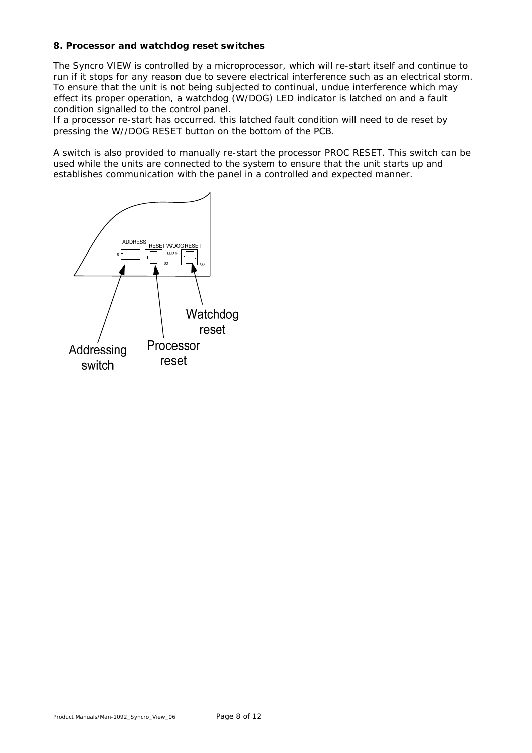## 8. Processor and watchdog reset switches

The Syncro VIEW is controlled by a microprocessor, which will re-start itself and continue to run if it stops for any reason due to severe electrical interference such as an electrical storm. To ensure that the unit is not being subjected to continual, undue interference which may effect its proper operation, a watchdog (W/DOG) LED indicator is latched on and a fault condition signalled to the control panel.
If a processor re-start has occurred. this latched fault condition will need to de reset by pressing the W//DOG RESET button on the bottom of the PCB.

A switch is also provided to manually re-start the processor PROC RESET. This switch can be used while the units are connected to the system to ensure that the unit starts up and establishes communication with the panel in a controlled and expected manner.

ADDRESS RESET W/DOG RESET

S1 LED16 S2 S3

Watchdog reset

Addressing switch

Processor reset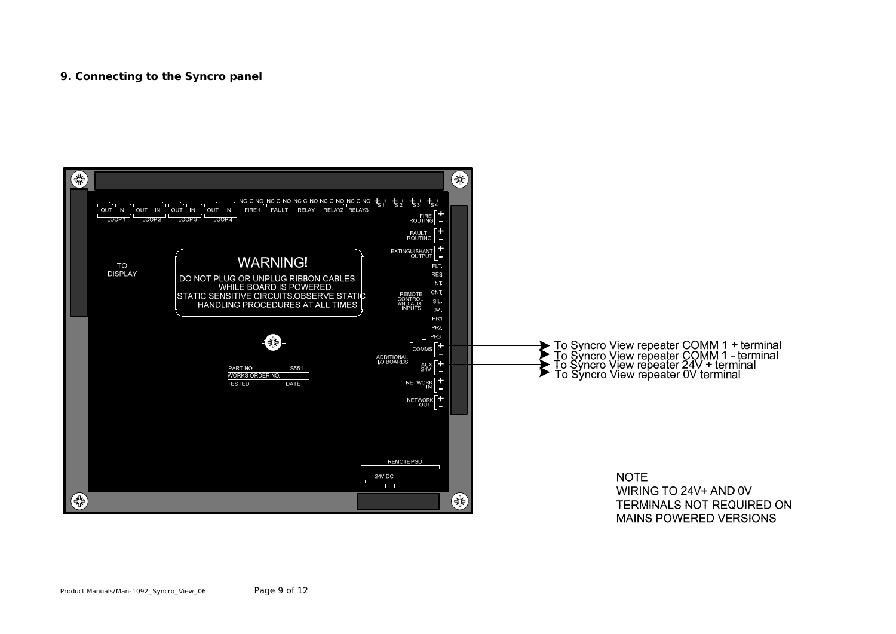## 9. Connecting to the Syncro panel

- To Syncro View repeater COMM 1 + terminal
- To Syncro View repeater COMM 1 - terminal
- To Syncro View repeater 24V + terminal
- To Syncro View repeater 0V terminal

NOTE
WIRING TO 24V+ AND 0V
TERMINALS NOT REQUIRED ON
MAINS POWERED VERSIONS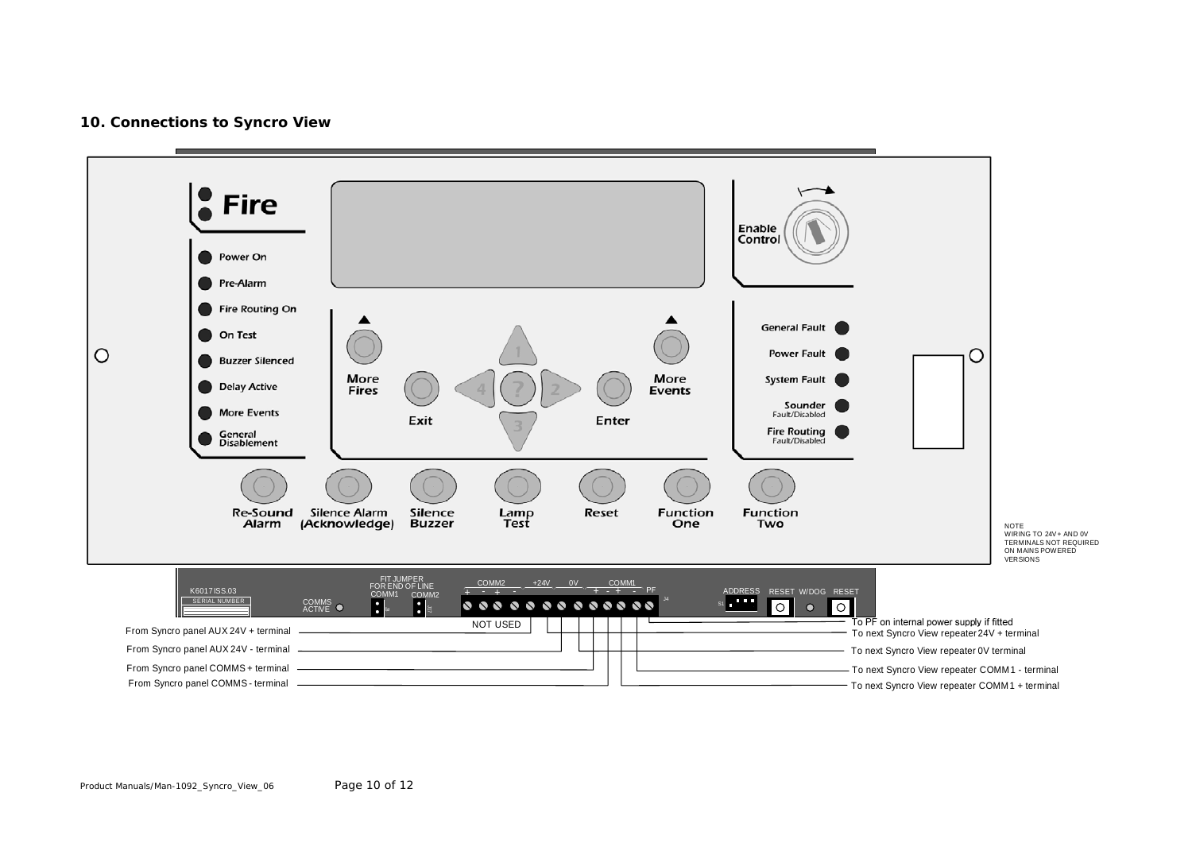## 10. Connections to Syncro View

Fire

Power On

Pre-Alarm

Fire Routing On

On Test

Buzzer Silenced

Delay Active

More Events

General Disablement

Enable Control

General Fault

Power Fault

System Fault

Sounder Fault/Disabled

Fire Routing Fault/Disabled

More Fires

Exit

Enter

More Events

Re-Sound Alarm

Silence Alarm (Acknowledge)

Silence Buzzer

Lamp Test

Reset

Function One

Function Two

NOTE
WIRING TO 24V+ AND 0V TERMINALS NOT REQUIRED ON MAINS POWERED VERSIONS

K6017ISS.03

SERIAL NUMBER

COMMS ACTIVE

FIT JUMPER FOR END OF LINE

COMM1 COMM2

COMM2 + - + -

+24V 0V

COMM1 + - + -

PF

ADDRESS

RESET W/DOG RESET

NOT USED

From Syncro panel AUX 24V + terminal

From Syncro panel AUX 24V - terminal

From Syncro panel COMMS + terminal

From Syncro panel COMMS - terminal

To PF on internal power supply if fitted

To next Syncro View repeater 24V + terminal

To next Syncro View repeater 0V terminal

To next Syncro View repeater COMM1 - terminal

To next Syncro View repeater COMM1 + terminal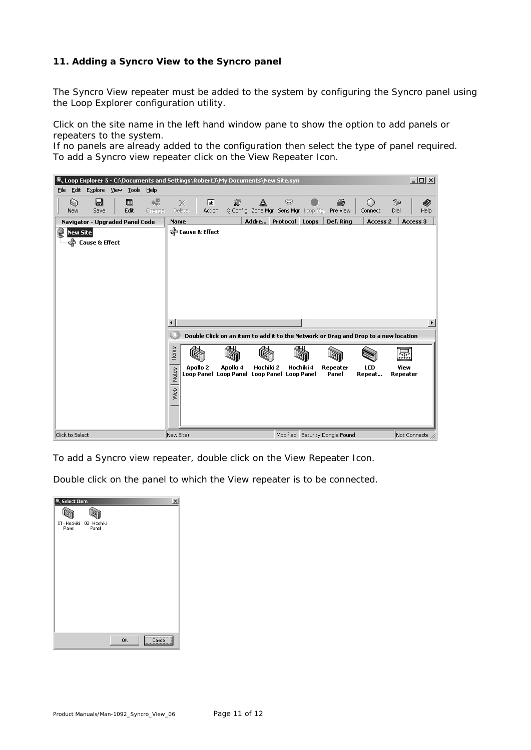## 11. Adding a Syncro View to the Syncro panel

The Syncro View repeater must be added to the system by configuring the Syncro panel using the Loop Explorer configuration utility.

Click on the site name in the left hand window pane to show the option to add panels or repeaters to the system.
If no panels are already added to the configuration then select the type of panel required.
To add a Syncro view repeater click on the View Repeater Icon.

To add a Syncro view repeater, double click on the View Repeater Icon.

Double click on the panel to which the View repeater is to be connected.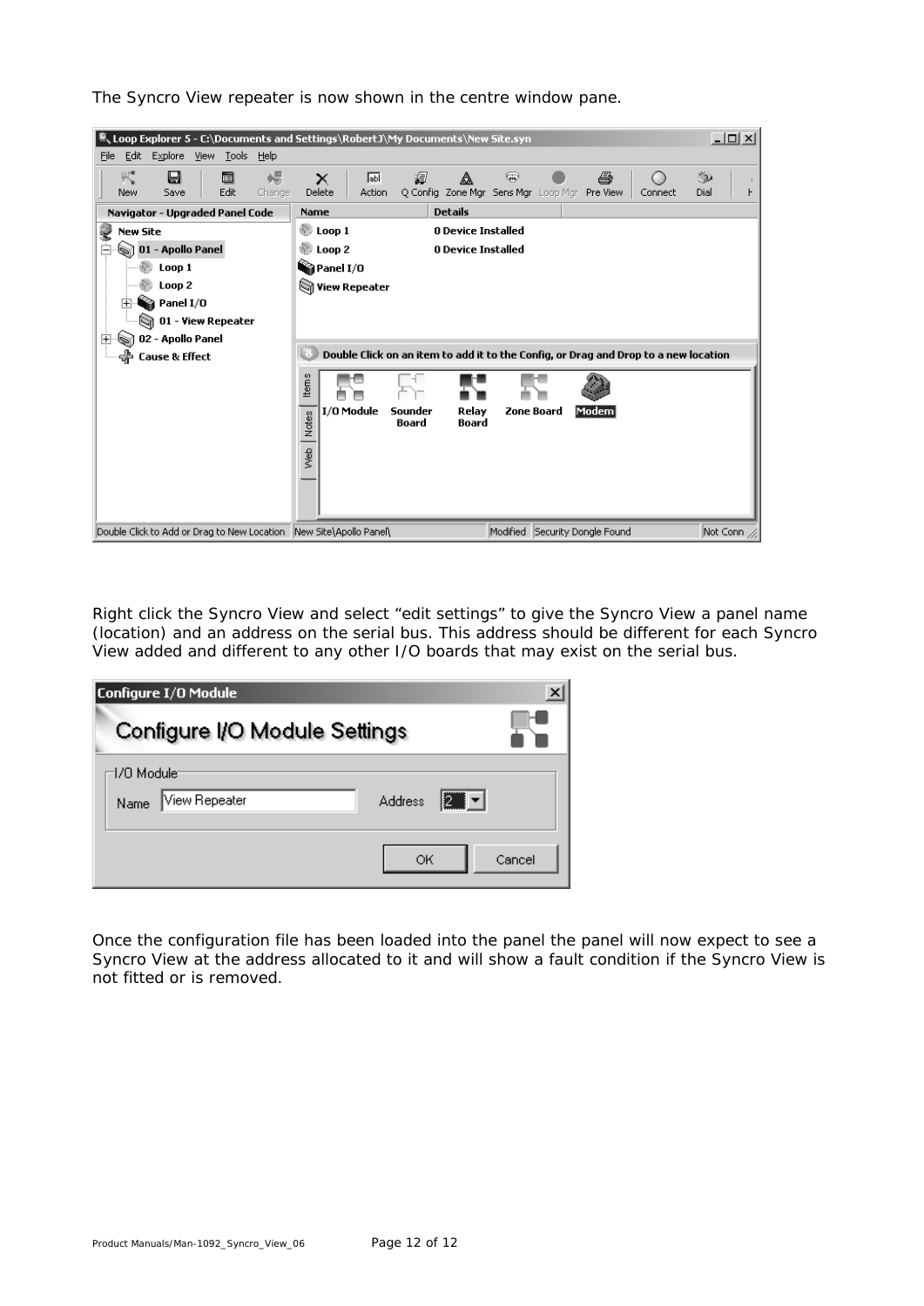The Syncro View repeater is now shown in the centre window pane.

Right click the Syncro View and select “edit settings” to give the Syncro View a panel name (location) and an address on the serial bus. This address should be different for each Syncro View added and different to any other I/O boards that may exist on the serial bus.

Once the configuration file has been loaded into the panel the panel will now expect to see a Syncro View at the address allocated to it and will show a fault condition if the Syncro View is not fitted or is removed.